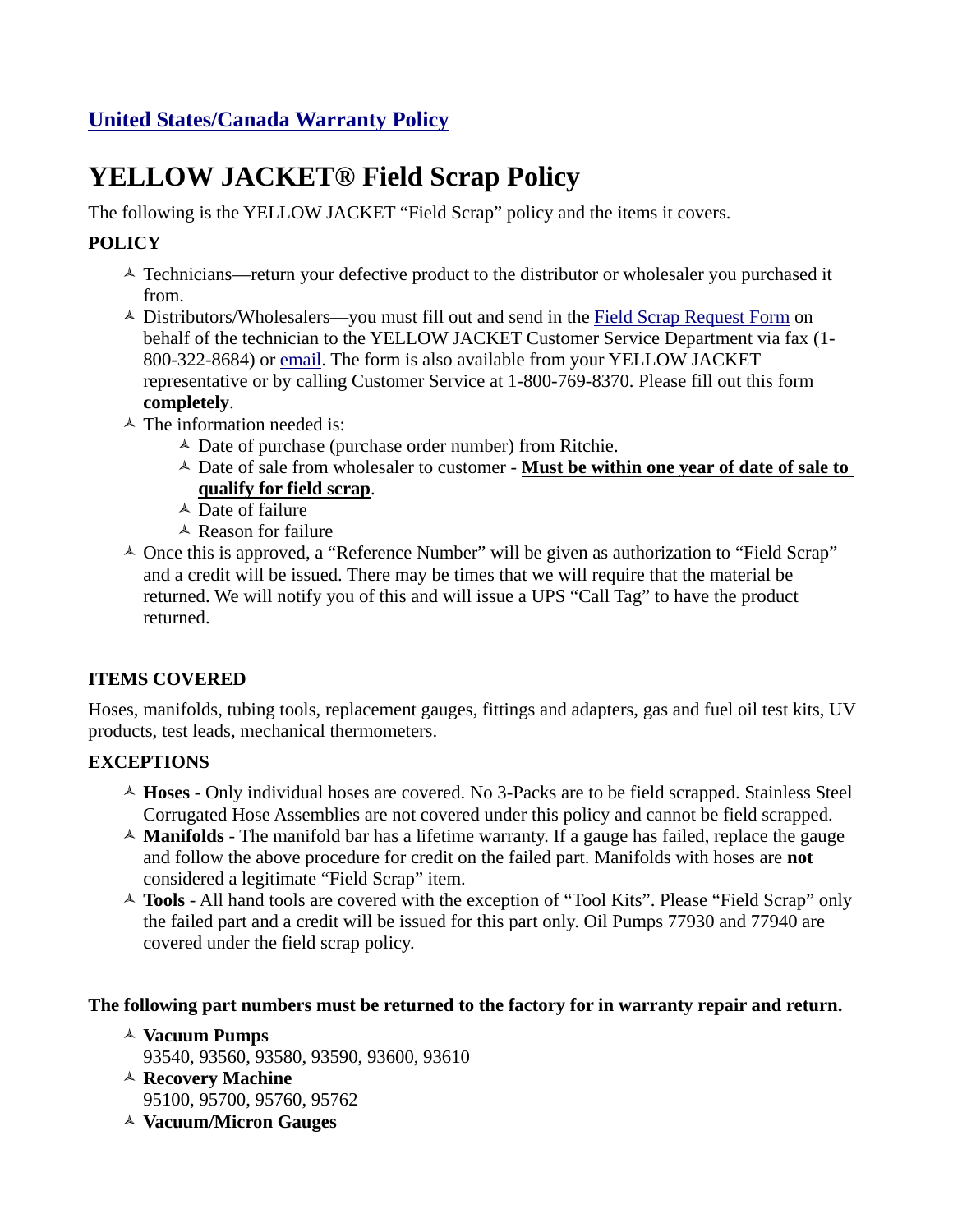[United States/Canada Warranty Policy]

# YELLOW JACKET® Field Scrap Policy

The following is the YELLOW JACKET "Field Scrap" policy and the items it covers.

**POLICY**

- Technicians—return your defective product to the distributor or wholesaler you purchased it from.
- Distributors/Wholesalers—you must fill out and send in the Field Scrap Request Form on behalf of the technician to the YELLOW JACKET Customer Service Department via fax (1-800-322-8684) or email. The form is also available from your YELLOW JACKET representative or by calling Customer Service at 1-800-769-8370. Please fill out this form **completely**.
- The information needed is:
  - Date of purchase (purchase order number) from Ritchie.
  - Date of sale from wholesaler to customer - **Must be within one year of date of sale to qualify for field scrap**.
  - Date of failure
  - Reason for failure
- Once this is approved, a "Reference Number" will be given as authorization to "Field Scrap" and a credit will be issued. There may be times that we will require that the material be returned. We will notify you of this and will issue a UPS "Call Tag" to have the product returned.

**ITEMS COVERED**

Hoses, manifolds, tubing tools, replacement gauges, fittings and adapters, gas and fuel oil test kits, UV products, test leads, mechanical thermometers.

**EXCEPTIONS**

- **Hoses** - Only individual hoses are covered. No 3-Packs are to be field scrapped. Stainless Steel Corrugated Hose Assemblies are not covered under this policy and cannot be field scrapped.
- **Manifolds** - The manifold bar has a lifetime warranty. If a gauge has failed, replace the gauge and follow the above procedure for credit on the failed part. Manifolds with hoses are **not** considered a legitimate "Field Scrap" item.
- **Tools** - All hand tools are covered with the exception of "Tool Kits". Please "Field Scrap" only the failed part and a credit will be issued for this part only. Oil Pumps 77930 and 77940 are covered under the field scrap policy.

**The following part numbers must be returned to the factory for in warranty repair and return.**

- **Vacuum Pumps**
  93540, 93560, 93580, 93590, 93600, 93610
- **Recovery Machine**
  95100, 95700, 95760, 95762
- **Vacuum/Micron Gauges**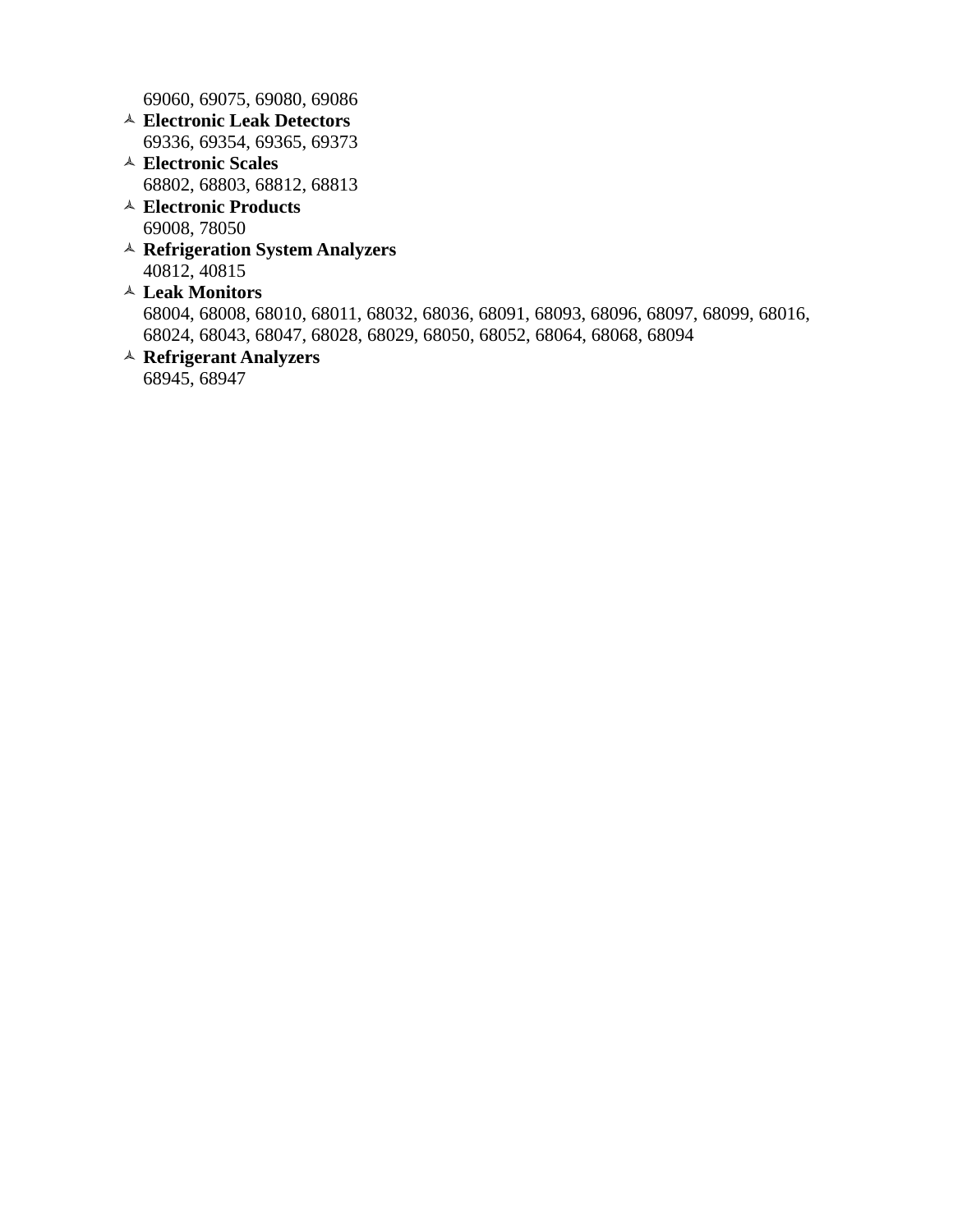69060, 69075, 69080, 69086

- **Electronic Leak Detectors**
  69336, 69354, 69365, 69373
- **Electronic Scales**
  68802, 68803, 68812, 68813
- **Electronic Products**
  69008, 78050
- **Refrigeration System Analyzers**
  40812, 40815
- **Leak Monitors**
  68004, 68008, 68010, 68011, 68032, 68036, 68091, 68093, 68096, 68097, 68099, 68016, 68024, 68043, 68047, 68028, 68029, 68050, 68052, 68064, 68068, 68094
- **Refrigerant Analyzers**
  68945, 68947